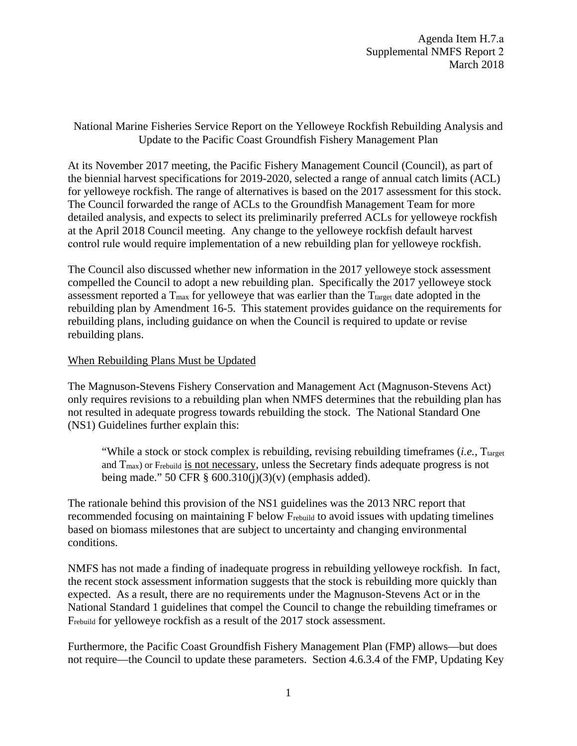Agenda Item H.7.a
Supplemental NMFS Report 2
March 2018

National Marine Fisheries Service Report on the Yelloweye Rockfish Rebuilding Analysis and Update to the Pacific Coast Groundfish Fishery Management Plan

At its November 2017 meeting, the Pacific Fishery Management Council (Council), as part of the biennial harvest specifications for 2019-2020, selected a range of annual catch limits (ACL) for yelloweye rockfish. The range of alternatives is based on the 2017 assessment for this stock. The Council forwarded the range of ACLs to the Groundfish Management Team for more detailed analysis, and expects to select its preliminarily preferred ACLs for yelloweye rockfish at the April 2018 Council meeting. Any change to the yelloweye rockfish default harvest control rule would require implementation of a new rebuilding plan for yelloweye rockfish.

The Council also discussed whether new information in the 2017 yelloweye stock assessment compelled the Council to adopt a new rebuilding plan. Specifically the 2017 yelloweye stock assessment reported a $T_{max}$ for yelloweye that was earlier than the $T_{target}$ date adopted in the rebuilding plan by Amendment 16-5. This statement provides guidance on the requirements for rebuilding plans, including guidance on when the Council is required to update or revise rebuilding plans.

When Rebuilding Plans Must be Updated

The Magnuson-Stevens Fishery Conservation and Management Act (Magnuson-Stevens Act) only requires revisions to a rebuilding plan when NMFS determines that the rebuilding plan has not resulted in adequate progress towards rebuilding the stock. The National Standard One (NS1) Guidelines further explain this:

> "While a stock or stock complex is rebuilding, revising rebuilding timeframes (*i.e.*, $T_{target}$ and $T_{max}$) or $F_{rebuild}$ is not necessary, unless the Secretary finds adequate progress is not being made." 50 CFR § 600.310(j)(3)(v) (emphasis added).

The rationale behind this provision of the NS1 guidelines was the 2013 NRC report that recommended focusing on maintaining F below $F_{rebuild}$ to avoid issues with updating timelines based on biomass milestones that are subject to uncertainty and changing environmental conditions.

NMFS has not made a finding of inadequate progress in rebuilding yelloweye rockfish. In fact, the recent stock assessment information suggests that the stock is rebuilding more quickly than expected. As a result, there are no requirements under the Magnuson-Stevens Act or in the National Standard 1 guidelines that compel the Council to change the rebuilding timeframes or $F_{rebuild}$ for yelloweye rockfish as a result of the 2017 stock assessment.

Furthermore, the Pacific Coast Groundfish Fishery Management Plan (FMP) allows—but does not require—the Council to update these parameters. Section 4.6.3.4 of the FMP, Updating Key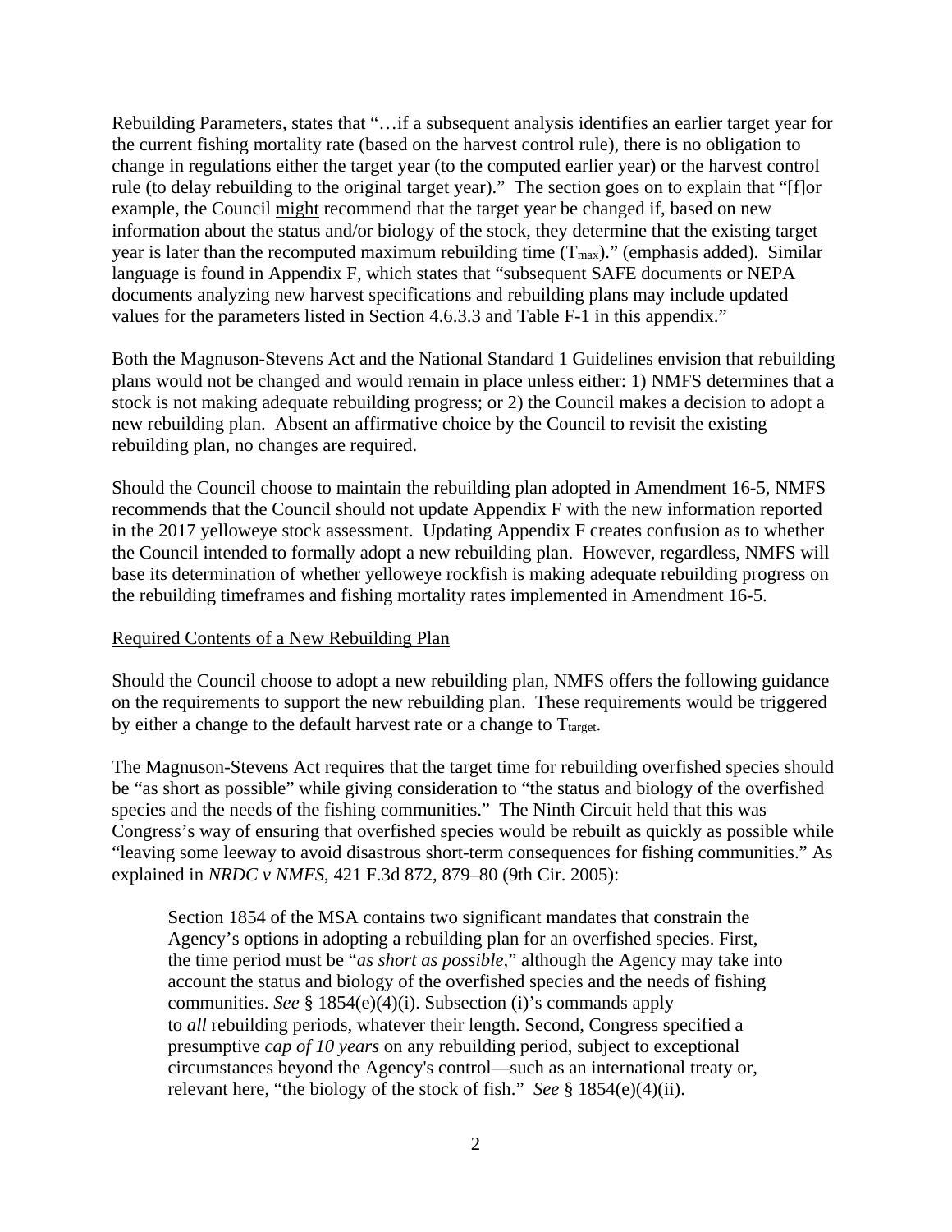Rebuilding Parameters, states that "…if a subsequent analysis identifies an earlier target year for the current fishing mortality rate (based on the harvest control rule), there is no obligation to change in regulations either the target year (to the computed earlier year) or the harvest control rule (to delay rebuilding to the original target year)." The section goes on to explain that "[f]or example, the Council might recommend that the target year be changed if, based on new information about the status and/or biology of the stock, they determine that the existing target year is later than the recomputed maximum rebuilding time ($T_{max}$)." (emphasis added). Similar language is found in Appendix F, which states that "subsequent SAFE documents or NEPA documents analyzing new harvest specifications and rebuilding plans may include updated values for the parameters listed in Section 4.6.3.3 and Table F-1 in this appendix."

Both the Magnuson-Stevens Act and the National Standard 1 Guidelines envision that rebuilding plans would not be changed and would remain in place unless either: 1) NMFS determines that a stock is not making adequate rebuilding progress; or 2) the Council makes a decision to adopt a new rebuilding plan. Absent an affirmative choice by the Council to revisit the existing rebuilding plan, no changes are required.

Should the Council choose to maintain the rebuilding plan adopted in Amendment 16-5, NMFS recommends that the Council should not update Appendix F with the new information reported in the 2017 yelloweye stock assessment. Updating Appendix F creates confusion as to whether the Council intended to formally adopt a new rebuilding plan. However, regardless, NMFS will base its determination of whether yelloweye rockfish is making adequate rebuilding progress on the rebuilding timeframes and fishing mortality rates implemented in Amendment 16-5.

Required Contents of a New Rebuilding Plan

Should the Council choose to adopt a new rebuilding plan, NMFS offers the following guidance on the requirements to support the new rebuilding plan. These requirements would be triggered by either a change to the default harvest rate or a change to $T_{target}$.

The Magnuson-Stevens Act requires that the target time for rebuilding overfished species should be "as short as possible" while giving consideration to "the status and biology of the overfished species and the needs of the fishing communities." The Ninth Circuit held that this was Congress's way of ensuring that overfished species would be rebuilt as quickly as possible while "leaving some leeway to avoid disastrous short-term consequences for fishing communities." As explained in *NRDC v NMFS*, 421 F.3d 872, 879–80 (9th Cir. 2005):

> Section 1854 of the MSA contains two significant mandates that constrain the Agency's options in adopting a rebuilding plan for an overfished species. First, the time period must be "*as short as possible*," although the Agency may take into account the status and biology of the overfished species and the needs of fishing communities. *See* § 1854(e)(4)(i). Subsection (i)'s commands apply to *all* rebuilding periods, whatever their length. Second, Congress specified a presumptive *cap of 10 years* on any rebuilding period, subject to exceptional circumstances beyond the Agency's control—such as an international treaty or, relevant here, "the biology of the stock of fish." *See* § 1854(e)(4)(ii).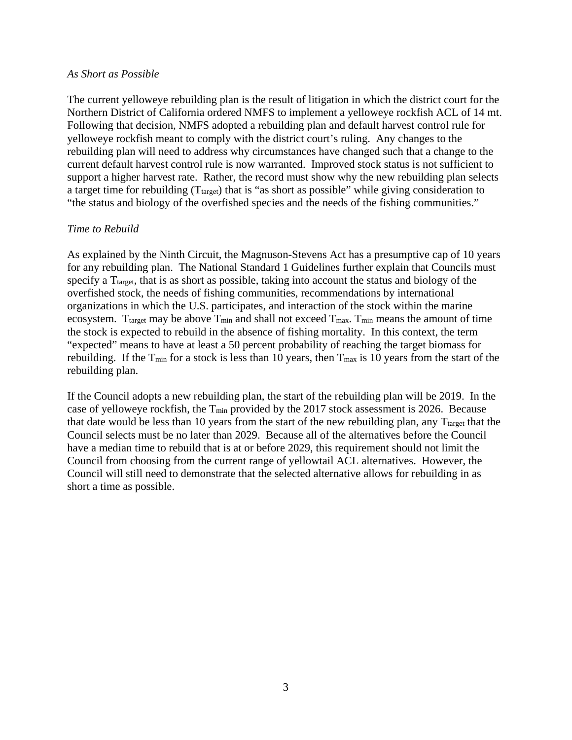*As Short as Possible*

The current yelloweye rebuilding plan is the result of litigation in which the district court for the Northern District of California ordered NMFS to implement a yelloweye rockfish ACL of 14 mt. Following that decision, NMFS adopted a rebuilding plan and default harvest control rule for yelloweye rockfish meant to comply with the district court's ruling. Any changes to the rebuilding plan will need to address why circumstances have changed such that a change to the current default harvest control rule is now warranted. Improved stock status is not sufficient to support a higher harvest rate. Rather, the record must show why the new rebuilding plan selects a target time for rebuilding ($T_{target}$) that is "as short as possible" while giving consideration to "the status and biology of the overfished species and the needs of the fishing communities."

*Time to Rebuild*

As explained by the Ninth Circuit, the Magnuson-Stevens Act has a presumptive cap of 10 years for any rebuilding plan. The National Standard 1 Guidelines further explain that Councils must specify a $T_{target}$, that is as short as possible, taking into account the status and biology of the overfished stock, the needs of fishing communities, recommendations by international organizations in which the U.S. participates, and interaction of the stock within the marine ecosystem. $T_{target}$ may be above $T_{min}$ and shall not exceed $T_{max}$. $T_{min}$ means the amount of time the stock is expected to rebuild in the absence of fishing mortality. In this context, the term "expected" means to have at least a 50 percent probability of reaching the target biomass for rebuilding. If the $T_{min}$ for a stock is less than 10 years, then $T_{max}$ is 10 years from the start of the rebuilding plan.

If the Council adopts a new rebuilding plan, the start of the rebuilding plan will be 2019. In the case of yelloweye rockfish, the $T_{min}$ provided by the 2017 stock assessment is 2026. Because that date would be less than 10 years from the start of the new rebuilding plan, any $T_{target}$ that the Council selects must be no later than 2029. Because all of the alternatives before the Council have a median time to rebuild that is at or before 2029, this requirement should not limit the Council from choosing from the current range of yellowtail ACL alternatives. However, the Council will still need to demonstrate that the selected alternative allows for rebuilding in as short a time as possible.